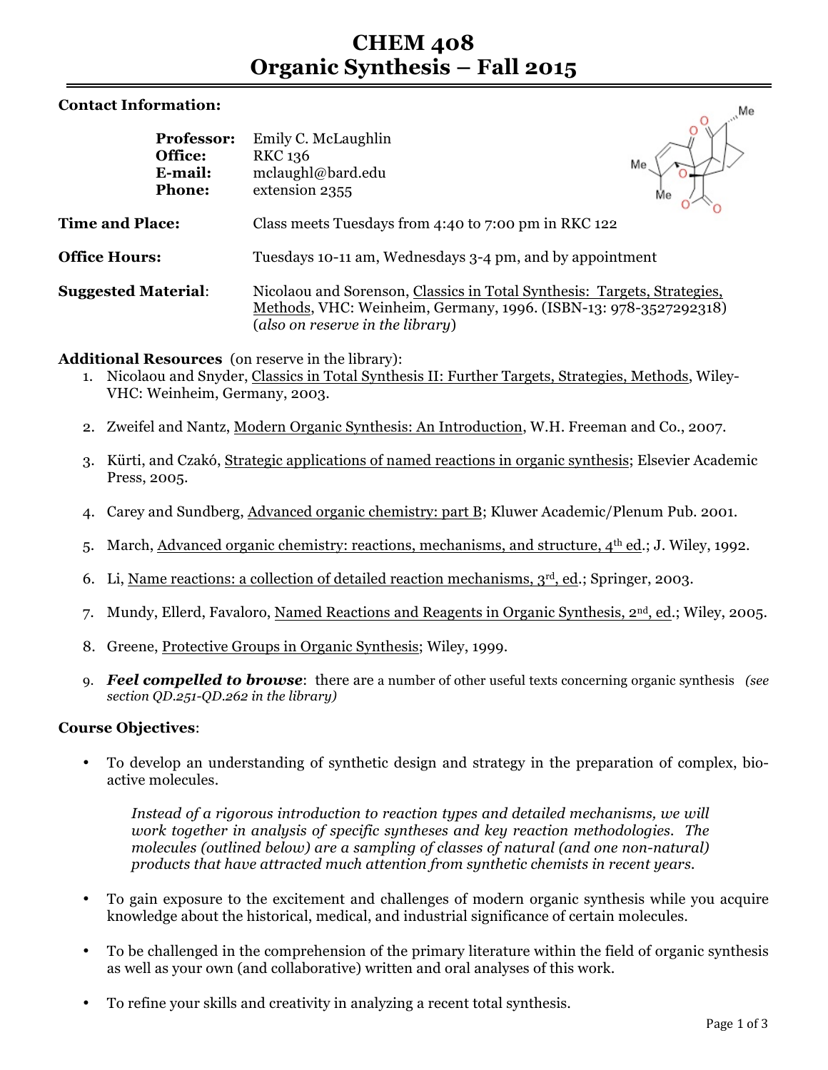# CHEM 408
# Organic Synthesis – Fall 2015

**Contact Information:**

| | |
|---|---|
| **Professor:** | Emily C. McLaughlin |
| **Office:** | RKC 136 |
| **E-mail:** | mclaughl@bard.edu |
| **Phone:** | extension 2355 |

**Time and Place:** Class meets Tuesdays from 4:40 to 7:00 pm in RKC 122

**Office Hours:** Tuesdays 10-11 am, Wednesdays 3-4 pm, and by appointment

**Suggested Material**: Nicolaou and Sorenson, Classics in Total Synthesis: Targets, Strategies, Methods, VHC: Weinheim, Germany, 1996. (ISBN-13: 978-3527292318) (*also on reserve in the library*)

**Additional Resources** (on reserve in the library):

1. Nicolaou and Snyder, Classics in Total Synthesis II: Further Targets, Strategies, Methods, Wiley-VHC: Weinheim, Germany, 2003.
2. Zweifel and Nantz, Modern Organic Synthesis: An Introduction, W.H. Freeman and Co., 2007.
3. Kürti, and Czakó, Strategic applications of named reactions in organic synthesis; Elsevier Academic Press, 2005.
4. Carey and Sundberg, Advanced organic chemistry: part B; Kluwer Academic/Plenum Pub. 2001.
5. March, Advanced organic chemistry: reactions, mechanisms, and structure, 4th ed.; J. Wiley, 1992.
6. Li, Name reactions: a collection of detailed reaction mechanisms, 3rd, ed.; Springer, 2003.
7. Mundy, Ellerd, Favaloro, Named Reactions and Reagents in Organic Synthesis, 2nd, ed.; Wiley, 2005.
8. Greene, Protective Groups in Organic Synthesis; Wiley, 1999.
9. ***Feel compelled to browse***: there are a number of other useful texts concerning organic synthesis *(see section QD.251-QD.262 in the library)*

**Course Objectives**:

- To develop an understanding of synthetic design and strategy in the preparation of complex, bio-active molecules.

  *Instead of a rigorous introduction to reaction types and detailed mechanisms, we will work together in analysis of specific syntheses and key reaction methodologies. The molecules (outlined below) are a sampling of classes of natural (and one non-natural) products that have attracted much attention from synthetic chemists in recent years.*

- To gain exposure to the excitement and challenges of modern organic synthesis while you acquire knowledge about the historical, medical, and industrial significance of certain molecules.
- To be challenged in the comprehension of the primary literature within the field of organic synthesis as well as your own (and collaborative) written and oral analyses of this work.
- To refine your skills and creativity in analyzing a recent total synthesis.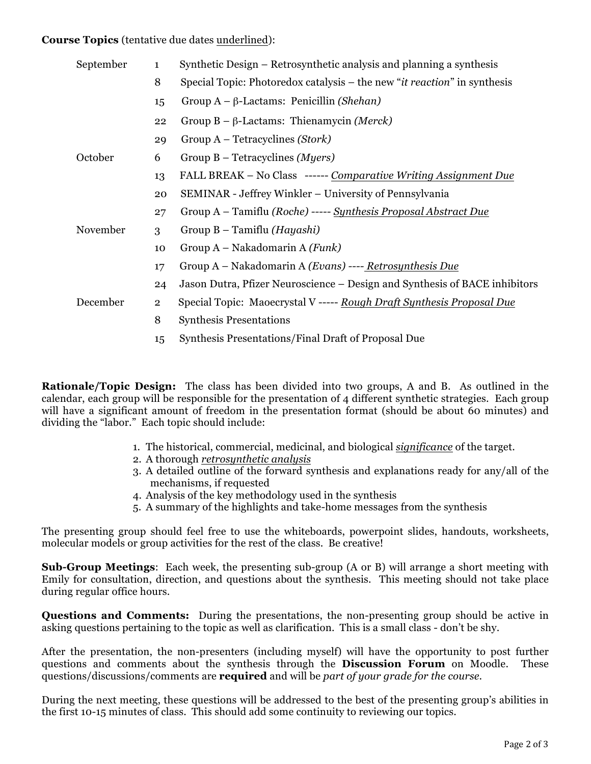**Course Topics** (tentative due dates <u>underlined</u>):

| | | |
|---|---|---|
| September | 1 | Synthetic Design – Retrosynthetic analysis and planning a synthesis |
| | 8 | Special Topic: Photoredox catalysis – the new "*it reaction*" in synthesis |
| | 15 | Group A – β-Lactams: Penicillin *(Shehan)* |
| | 22 | Group B – β-Lactams: Thienamycin *(Merck)* |
| | 29 | Group A – Tetracyclines *(Stork)* |
| October | 6 | Group B – Tetracyclines *(Myers)* |
| | 13 | FALL BREAK – No Class ------ <u>*Comparative Writing Assignment Due*</u> |
| | 20 | SEMINAR - Jeffrey Winkler – University of Pennsylvania |
| | 27 | Group A – Tamiflu *(Roche)* ----- <u>*Synthesis Proposal Abstract Due*</u> |
| November | 3 | Group B – Tamiflu *(Hayashi)* |
| | 10 | Group A – Nakadomarin A *(Funk)* |
| | 17 | Group A – Nakadomarin A *(Evans)* ---- <u>*Retrosynthesis Due*</u> |
| | 24 | Jason Dutra, Pfizer Neuroscience – Design and Synthesis of BACE inhibitors |
| December | 2 | Special Topic: Maoecrystal V ----- <u>*Rough Draft Synthesis Proposal Due*</u> |
| | 8 | Synthesis Presentations |
| | 15 | Synthesis Presentations/Final Draft of Proposal Due |

**Rationale/Topic Design:** The class has been divided into two groups, A and B. As outlined in the calendar, each group will be responsible for the presentation of 4 different synthetic strategies. Each group will have a significant amount of freedom in the presentation format (should be about 60 minutes) and dividing the "labor." Each topic should include:

1. The historical, commercial, medicinal, and biological <u>*significance*</u> of the target.
2. A thorough <u>*retrosynthetic analysis*</u>
3. A detailed outline of the forward synthesis and explanations ready for any/all of the mechanisms, if requested
4. Analysis of the key methodology used in the synthesis
5. A summary of the highlights and take-home messages from the synthesis

The presenting group should feel free to use the whiteboards, powerpoint slides, handouts, worksheets, molecular models or group activities for the rest of the class. Be creative!

**Sub-Group Meetings**: Each week, the presenting sub-group (A or B) will arrange a short meeting with Emily for consultation, direction, and questions about the synthesis. This meeting should not take place during regular office hours.

**Questions and Comments:** During the presentations, the non-presenting group should be active in asking questions pertaining to the topic as well as clarification. This is a small class - don't be shy.

After the presentation, the non-presenters (including myself) will have the opportunity to post further questions and comments about the synthesis through the **Discussion Forum** on Moodle. These questions/discussions/comments are **required** and will be *part of your grade for the course.*

During the next meeting, these questions will be addressed to the best of the presenting group's abilities in the first 10-15 minutes of class. This should add some continuity to reviewing our topics.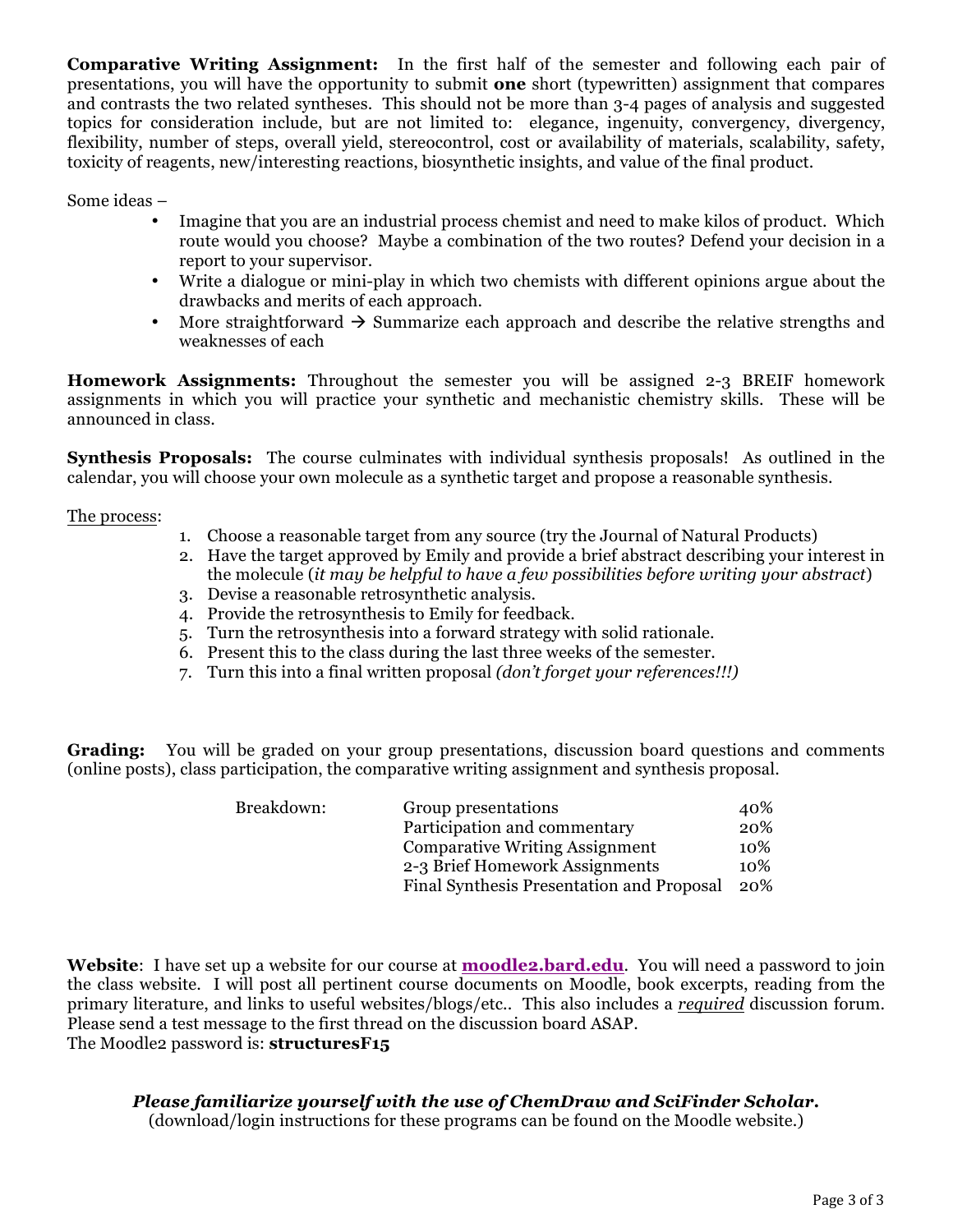**Comparative Writing Assignment:** In the first half of the semester and following each pair of presentations, you will have the opportunity to submit **one** short (typewritten) assignment that compares and contrasts the two related syntheses. This should not be more than 3-4 pages of analysis and suggested topics for consideration include, but are not limited to: elegance, ingenuity, convergency, divergency, flexibility, number of steps, overall yield, stereocontrol, cost or availability of materials, scalability, safety, toxicity of reagents, new/interesting reactions, biosynthetic insights, and value of the final product.

Some ideas –

- Imagine that you are an industrial process chemist and need to make kilos of product. Which route would you choose? Maybe a combination of the two routes? Defend your decision in a report to your supervisor.
- Write a dialogue or mini-play in which two chemists with different opinions argue about the drawbacks and merits of each approach.
- More straightforward → Summarize each approach and describe the relative strengths and weaknesses of each

**Homework Assignments:** Throughout the semester you will be assigned 2-3 BREIF homework assignments in which you will practice your synthetic and mechanistic chemistry skills. These will be announced in class.

**Synthesis Proposals:** The course culminates with individual synthesis proposals! As outlined in the calendar, you will choose your own molecule as a synthetic target and propose a reasonable synthesis.

<u>The process</u>:

1. Choose a reasonable target from any source (try the Journal of Natural Products)
2. Have the target approved by Emily and provide a brief abstract describing your interest in the molecule (*it may be helpful to have a few possibilities before writing your abstract*)
3. Devise a reasonable retrosynthetic analysis.
4. Provide the retrosynthesis to Emily for feedback.
5. Turn the retrosynthesis into a forward strategy with solid rationale.
6. Present this to the class during the last three weeks of the semester.
7. Turn this into a final written proposal *(don't forget your references!!!)*

**Grading:** You will be graded on your group presentations, discussion board questions and comments (online posts), class participation, the comparative writing assignment and synthesis proposal.

| | | |
|---|---|---|
| Breakdown: | Group presentations | 40% |
| | Participation and commentary | 20% |
| | Comparative Writing Assignment | 10% |
| | 2-3 Brief Homework Assignments | 10% |
| | Final Synthesis Presentation and Proposal | 20% |

**Website**: I have set up a website for our course at **moodle2.bard.edu**. You will need a password to join the class website. I will post all pertinent course documents on Moodle, book excerpts, reading from the primary literature, and links to useful websites/blogs/etc.. This also includes a <u>*required*</u> discussion forum. Please send a test message to the first thread on the discussion board ASAP.
The Moodle2 password is: **structuresF15**

***Please familiarize yourself with the use of ChemDraw and SciFinder Scholar.***
(download/login instructions for these programs can be found on the Moodle website.)